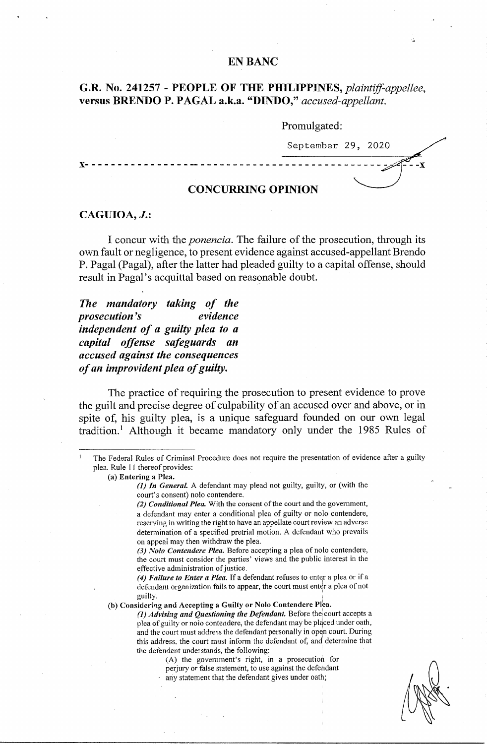**EN BANC**

**G.R. No. 241257 - PEOPLE OF THE PHILIPPINES,** *plaintiff-appellee,* **versus BRENDO P. PAGAL a.k.a. "DINDO,"** *accused-appellant.*

Promulgated:

September 29, 2020

x- - - - - - - - - - - - - - - - - - - - - - - - - - - - - - - - - - - - - - - - - - - - - - -x

**CONCURRING OPINION**

**CAGUIOA, *J.*:**

I concur with the *ponencia*. The failure of the prosecution, through its own fault or negligence, to present evidence against accused-appellant Brendo P. Pagal (Pagal), after the latter had pleaded guilty to a capital offense, should result in Pagal's acquittal based on reasonable doubt.

***The mandatory taking of the prosecution's evidence independent of a guilty plea to a capital offense safeguards an accused against the consequences of an improvident plea of guilty.***

The practice of requiring the prosecution to present evidence to prove the guilt and precise degree of culpability of an accused over and above, or in spite of, his guilty plea, is a unique safeguard founded on our own legal tradition.[1] Although it became mandatory only under the 1985 Rules of

---

[1] The Federal Rules of Criminal Procedure does not require the presentation of evidence after a guilty plea. Rule 11 thereof provides:

**(a) Entering a Plea.**

*(1) In General.* A defendant may plead not guilty, guilty, or (with the court's consent) nolo contendere.

*(2) Conditional Plea.* With the consent of the court and the government, a defendant may enter a conditional plea of guilty or nolo contendere, reserving in writing the right to have an appellate court review an adverse determination of a specified pretrial motion. A defendant who prevails on appeal may then withdraw the plea.

*(3) Nolo Contendere Plea.* Before accepting a plea of nolo contendere, the court must consider the parties' views and the public interest in the effective administration of justice.

*(4) Failure to Enter a Plea.* If a defendant refuses to enter a plea or if a defendant organization fails to appear, the court must enter a plea of not guilty.

**(b) Considering and Accepting a Guilty or Nolo Contendere Plea.**

*(1) Advising and Questioning the Defendant.* Before the court accepts a plea of guilty or nolo contendere, the defendant may be placed under oath, and the court must address the defendant personally in open court. During this address, the court must inform the defendant of, and determine that the defendant understands, the following:

(A) the government's right, in a prosecution for perjury or false statement, to use against the defendant any statement that the defendant gives under oath;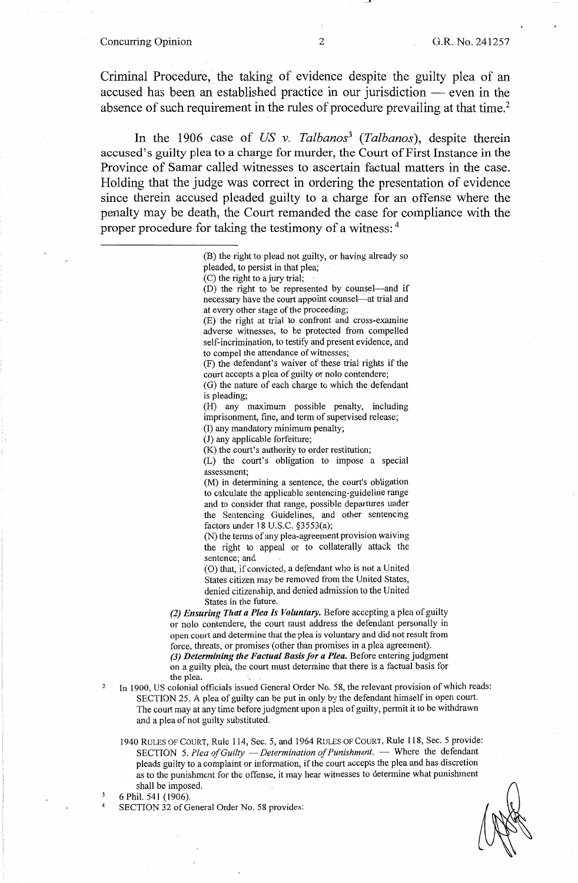Criminal Procedure, the taking of evidence despite the guilty plea of an accused has been an established practice in our jurisdiction — even in the absence of such requirement in the rules of procedure prevailing at that time.[2]

In the 1906 case of *US v. Talbanos*[3] (*Talbanos*), despite therein accused's guilty plea to a charge for murder, the Court of First Instance in the Province of Samar called witnesses to ascertain factual matters in the case. Holding that the judge was correct in ordering the presentation of evidence since therein accused pleaded guilty to a charge for an offense where the penalty may be death, the Court remanded the case for compliance with the proper procedure for taking the testimony of a witness:[4]

---

> (B) the right to plead not guilty, or having already so pleaded, to persist in that plea;
> (C) the right to a jury trial;
> (D) the right to be represented by counsel—and if necessary have the court appoint counsel—at trial and at every other stage of the proceeding;
> (E) the right at trial to confront and cross-examine adverse witnesses, to be protected from compelled self-incrimination, to testify and present evidence, and to compel the attendance of witnesses;
> (F) the defendant's waiver of these trial rights if the court accepts a plea of guilty or nolo contendere;
> (G) the nature of each charge to which the defendant is pleading;
> (H) any maximum possible penalty, including imprisonment, fine, and term of supervised release;
> (I) any mandatory minimum penalty;
> (J) any applicable forfeiture;
> (K) the court's authority to order restitution;
> (L) the court's obligation to impose a special assessment;
> (M) in determining a sentence, the court's obligation to calculate the applicable sentencing-guideline range and to consider that range, possible departures under the Sentencing Guidelines, and other sentencing factors under 18 U.S.C. §3553(a);
> (N) the terms of any plea-agreement provision waiving the right to appeal or to collaterally attack the sentence; and
> (O) that, if convicted, a defendant who is not a United States citizen may be removed from the United States, denied citizenship, and denied admission to the United States in the future.
>
> ***(2) Ensuring That a Plea Is Voluntary.*** Before accepting a plea of guilty or nolo contendere, the court must address the defendant personally in open court and determine that the plea is voluntary and did not result from force, threats, or promises (other than promises in a plea agreement).
>
> ***(3) Determining the Factual Basis for a Plea.*** Before entering judgment on a guilty plea, the court must determine that there is a factual basis for the plea.

[2] In 1900, US colonial officials issued General Order No. 58, the relevant provision of which reads:

> SECTION 25. A plea of guilty can be put in only by the defendant himself in open court. The court may at any time before judgment upon a plea of guilty, permit it to be withdrawn and a plea of not guilty substituted.

1940 RULES OF COURT, Rule 114, Sec. 5, and 1964 RULES OF COURT, Rule 118, Sec. 5 provide:

> SECTION 5. *Plea of Guilty — Determination of Punishment.* — Where the defendant pleads guilty to a complaint or information, if the court accepts the plea and has discretion as to the punishment for the offense, it may hear witnesses to determine what punishment shall be imposed.

[3] 6 Phil. 541 (1906).

[4] SECTION 32 of General Order No. 58 provides: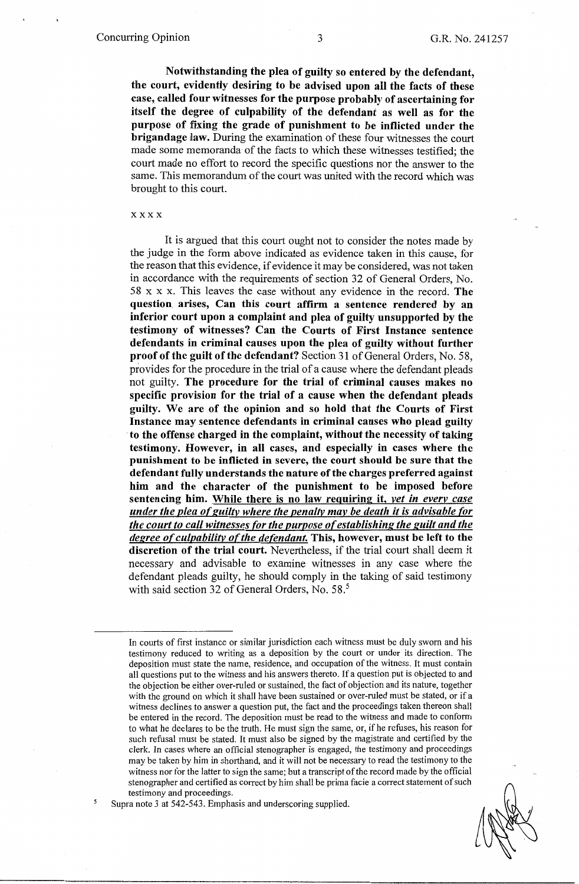**Notwithstanding the plea of guilty so entered by the defendant, the court, evidently desiring to be advised upon all the facts of these case, called four witnesses for the purpose probably of ascertaining for itself the degree of culpability of the defendant as well as for the purpose of fixing the grade of punishment to be inflicted under the brigandage law.** During the examination of these four witnesses the court made some memoranda of the facts to which these witnesses testified; the court made no effort to record the specific questions nor the answer to the same. This memorandum of the court was united with the record which was brought to this court.

x x x x

It is argued that this court ought not to consider the notes made by the judge in the form above indicated as evidence taken in this cause, for the reason that this evidence, if evidence it may be considered, was not taken in accordance with the requirements of section 32 of General Orders, No. 58 x x x. This leaves the case without any evidence in the record. **The question arises, Can this court affirm a sentence rendered by an inferior court upon a complaint and plea of guilty unsupported by the testimony of witnesses? Can the Courts of First Instance sentence defendants in criminal causes upon the plea of guilty without further proof of the guilt of the defendant?** Section 31 of General Orders, No. 58, provides for the procedure in the trial of a cause where the defendant pleads not guilty. **The procedure for the trial of criminal causes makes no specific provision for the trial of a cause when the defendant pleads guilty. We are of the opinion and so hold that the Courts of First Instance may sentence defendants in criminal causes who plead guilty to the offense charged in the complaint, without the necessity of taking testimony. However, in all cases, and especially in cases where the punishment to be inflicted in severe, the court should be sure that the defendant fully understands the nature of the charges preferred against him and the character of the punishment to be imposed before sentencing him. While there is no law requiring it, *yet in every case under the plea of guilty where the penalty may be death it is advisable for the court to call witnesses for the purpose of establishing the guilt and the degree of culpability of the defendant.* This, however, must be left to the discretion of the trial court.** Nevertheless, if the trial court shall deem it necessary and advisable to examine witnesses in any case where the defendant pleads guilty, he should comply in the taking of said testimony with said section 32 of General Orders, No. 58.[5]

---

In courts of first instance or similar jurisdiction each witness must be duly sworn and his testimony reduced to writing as a deposition by the court or under its direction. The deposition must state the name, residence, and occupation of the witness. It must contain all questions put to the witness and his answers thereto. If a question put is objected to and the objection be either over-ruled or sustained, the fact of objection and its nature, together with the ground on which it shall have been sustained or over-ruled must be stated, or if a witness declines to answer a question put, the fact and the proceedings taken thereon shall be entered in the record. The deposition must be read to the witness and made to conform to what he declares to be the truth. He must sign the same, or, if he refuses, his reason for such refusal must be stated. It must also be signed by the magistrate and certified by the clerk. In cases where an official stenographer is engaged, the testimony and proceedings may be taken by him in shorthand, and it will not be necessary to read the testimony to the witness nor for the latter to sign the same; but a transcript of the record made by the official stenographer and certified as correct by him shall be prima facie a correct statement of such testimony and proceedings.

[5] Supra note 3 at 542-543. Emphasis and underscoring supplied.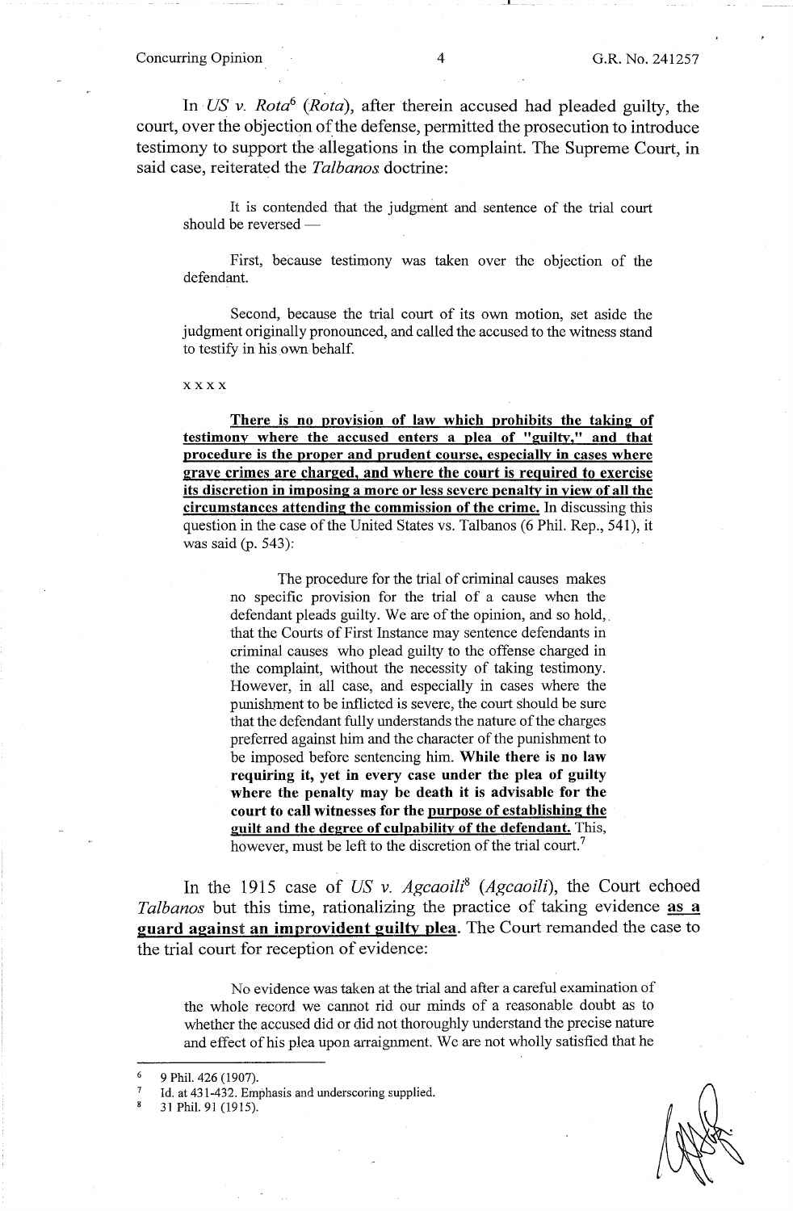In *US v. Rota*[6] (*Rota*), after therein accused had pleaded guilty, the court, over the objection of the defense, permitted the prosecution to introduce testimony to support the allegations in the complaint. The Supreme Court, in said case, reiterated the *Talbanos* doctrine:

> It is contended that the judgment and sentence of the trial court should be reversed —
>
> First, because testimony was taken over the objection of the defendant.
>
> Second, because the trial court of its own motion, set aside the judgment originally pronounced, and called the accused to the witness stand to testify in his own behalf.
>
> x x x x
>
> **There is no provision of law which prohibits the taking of testimony where the accused enters a plea of "guilty," and that procedure is the proper and prudent course, especially in cases where grave crimes are charged, and where the court is required to exercise its discretion in imposing a more or less severe penalty in view of all the circumstances attending the commission of the crime.** In discussing this question in the case of the United States vs. Talbanos (6 Phil. Rep., 541), it was said (p. 543):
>
>> The procedure for the trial of criminal causes makes no specific provision for the trial of a cause when the defendant pleads guilty. We are of the opinion, and so hold, that the Courts of First Instance may sentence defendants in criminal causes who plead guilty to the offense charged in the complaint, without the necessity of taking testimony. However, in all case, and especially in cases where the punishment to be inflicted is severe, the court should be sure that the defendant fully understands the nature of the charges preferred against him and the character of the punishment to be imposed before sentencing him. **While there is no law requiring it, yet in every case under the plea of guilty where the penalty may be death it is advisable for the court to call witnesses for the purpose of establishing the guilt and the degree of culpability of the defendant.** This, however, must be left to the discretion of the trial court.[7]

In the 1915 case of *US v. Agcaoili*[8] (*Agcaoili*), the Court echoed *Talbanos* but this time, rationalizing the practice of taking evidence **as a guard against an improvident guilty plea**. The Court remanded the case to the trial court for reception of evidence:

> No evidence was taken at the trial and after a careful examination of the whole record we cannot rid our minds of a reasonable doubt as to whether the accused did or did not thoroughly understand the precise nature and effect of his plea upon arraignment. We are not wholly satisfied that he

---

[6] 9 Phil. 426 (1907).

[7] Id. at 431-432. Emphasis and underscoring supplied.

[8] 31 Phil. 91 (1915).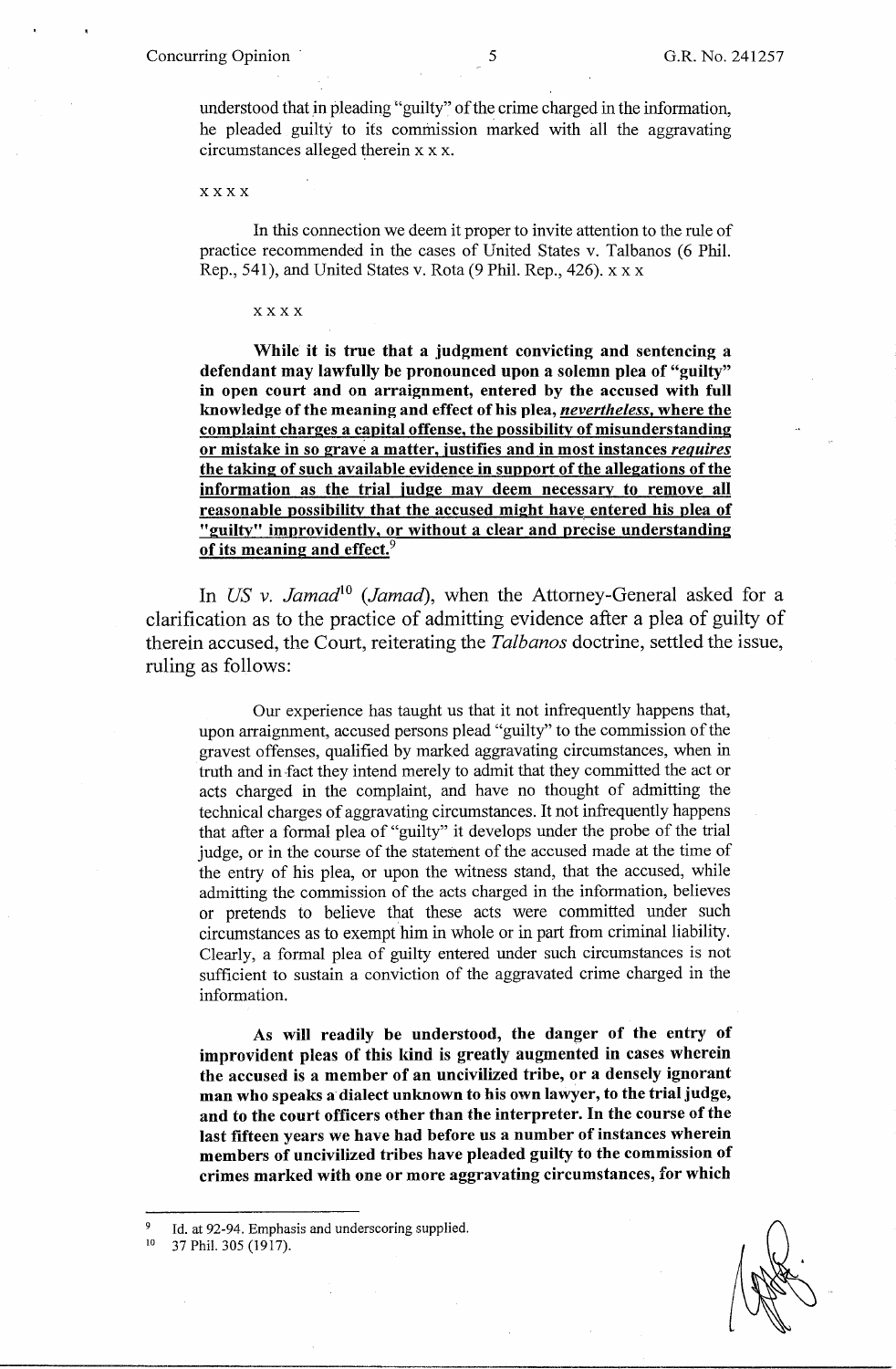understood that in pleading "guilty" of the crime charged in the information, he pleaded guilty to its commission marked with all the aggravating circumstances alleged therein x x x.

x x x x

In this connection we deem it proper to invite attention to the rule of practice recommended in the cases of United States v. Talbanos (6 Phil. Rep., 541), and United States v. Rota (9 Phil. Rep., 426). x x x

x x x x

**While it is true that a judgment convicting and sentencing a defendant may lawfully be pronounced upon a solemn plea of "guilty" in open court and on arraignment, entered by the accused with full knowledge of the meaning and effect of his plea, *nevertheless*, where the complaint charges a capital offense, the possibility of misunderstanding or mistake in so grave a matter, justifies and in most instances *requires* the taking of such available evidence in support of the allegations of the information as the trial judge may deem necessary to remove all reasonable possibility that the accused might have entered his plea of "guilty" improvidently, or without a clear and precise understanding of its meaning and effect.**[9]

In *US v. Jamad*[10] (*Jamad*), when the Attorney-General asked for a clarification as to the practice of admitting evidence after a plea of guilty of therein accused, the Court, reiterating the *Talbanos* doctrine, settled the issue, ruling as follows:

Our experience has taught us that it not infrequently happens that, upon arraignment, accused persons plead "guilty" to the commission of the gravest offenses, qualified by marked aggravating circumstances, when in truth and in fact they intend merely to admit that they committed the act or acts charged in the complaint, and have no thought of admitting the technical charges of aggravating circumstances. It not infrequently happens that after a formal plea of "guilty" it develops under the probe of the trial judge, or in the course of the statement of the accused made at the time of the entry of his plea, or upon the witness stand, that the accused, while admitting the commission of the acts charged in the information, believes or pretends to believe that these acts were committed under such circumstances as to exempt him in whole or in part from criminal liability. Clearly, a formal plea of guilty entered under such circumstances is not sufficient to sustain a conviction of the aggravated crime charged in the information.

**As will readily be understood, the danger of the entry of improvident pleas of this kind is greatly augmented in cases wherein the accused is a member of an uncivilized tribe, or a densely ignorant man who speaks a dialect unknown to his own lawyer, to the trial judge, and to the court officers other than the interpreter. In the course of the last fifteen years we have had before us a number of instances wherein members of uncivilized tribes have pleaded guilty to the commission of crimes marked with one or more aggravating circumstances, for which**

---

[9] Id. at 92-94. Emphasis and underscoring supplied.

[10] 37 Phil. 305 (1917).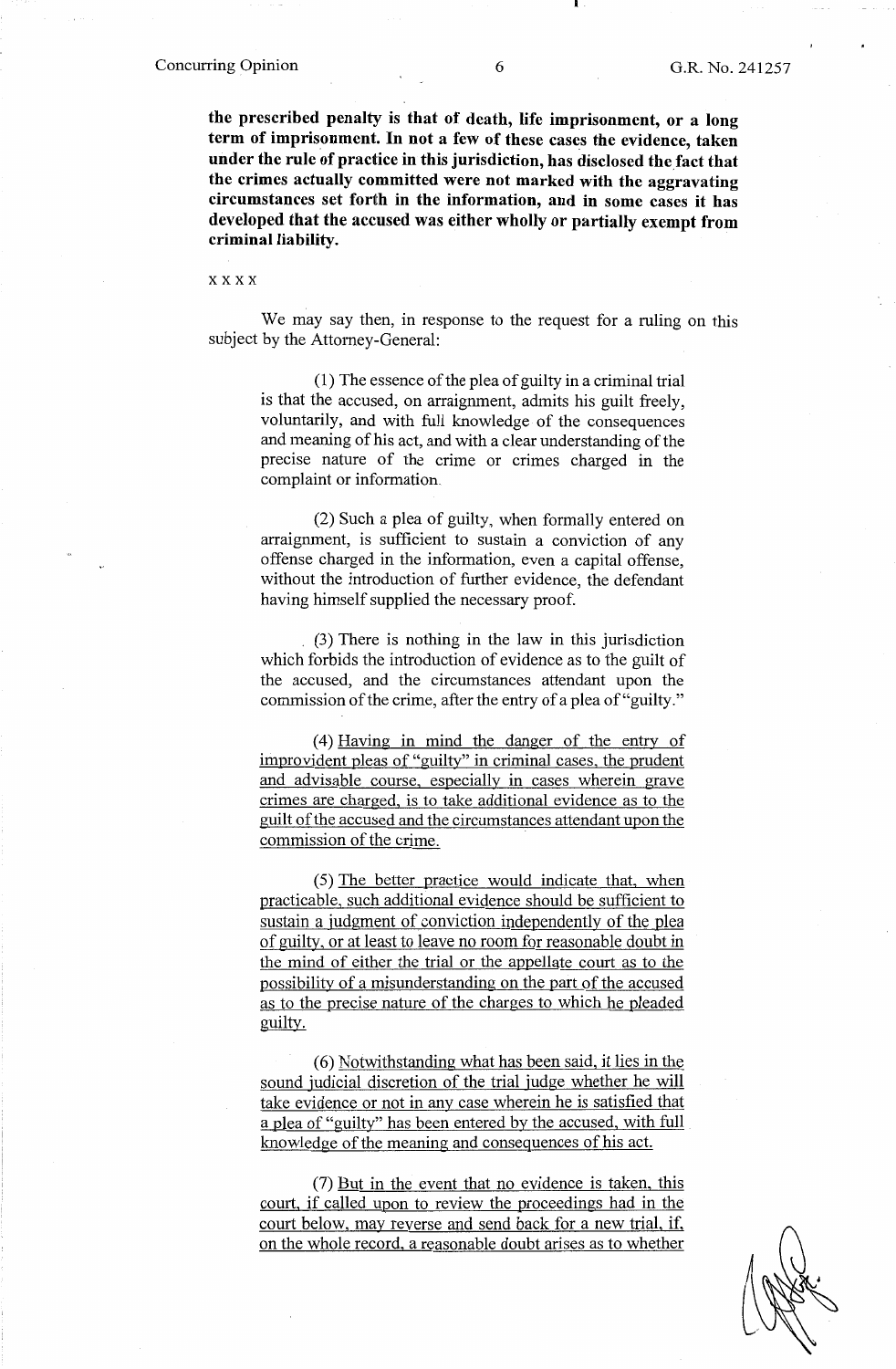**the prescribed penalty is that of death, life imprisonment, or a long term of imprisonment. In not a few of these cases the evidence, taken under the rule of practice in this jurisdiction, has disclosed the fact that the crimes actually committed were not marked with the aggravating circumstances set forth in the information, and in some cases it has developed that the accused was either wholly or partially exempt from criminal liability.**

x x x x

We may say then, in response to the request for a ruling on this subject by the Attorney-General:

> (1) The essence of the plea of guilty in a criminal trial is that the accused, on arraignment, admits his guilt freely, voluntarily, and with full knowledge of the consequences and meaning of his act, and with a clear understanding of the precise nature of the crime or crimes charged in the complaint or information.
>
> (2) Such a plea of guilty, when formally entered on arraignment, is sufficient to sustain a conviction of any offense charged in the information, even a capital offense, without the introduction of further evidence, the defendant having himself supplied the necessary proof.
>
> (3) There is nothing in the law in this jurisdiction which forbids the introduction of evidence as to the guilt of the accused, and the circumstances attendant upon the commission of the crime, after the entry of a plea of "guilty."
>
> (4) <u>Having in mind the danger of the entry of improvident pleas of "guilty" in criminal cases, the prudent and advisable course, especially in cases wherein grave crimes are charged, is to take additional evidence as to the guilt of the accused and the circumstances attendant upon the commission of the crime.</u>
>
> (5) <u>The better practice would indicate that, when practicable, such additional evidence should be sufficient to sustain a judgment of conviction independently of the plea of guilty, or at least to leave no room for reasonable doubt in the mind of either the trial or the appellate court as to the possibility of a misunderstanding on the part of the accused as to the precise nature of the charges to which he pleaded guilty.</u>
>
> (6) <u>Notwithstanding what has been said, it lies in the sound judicial discretion of the trial judge whether he will take evidence or not in any case wherein he is satisfied that a plea of "guilty" has been entered by the accused, with full knowledge of the meaning and consequences of his act.</u>
>
> (7) <u>But in the event that no evidence is taken, this court, if called upon to review the proceedings had in the court below, may reverse and send back for a new trial, if, on the whole record, a reasonable doubt arises as to whether</u>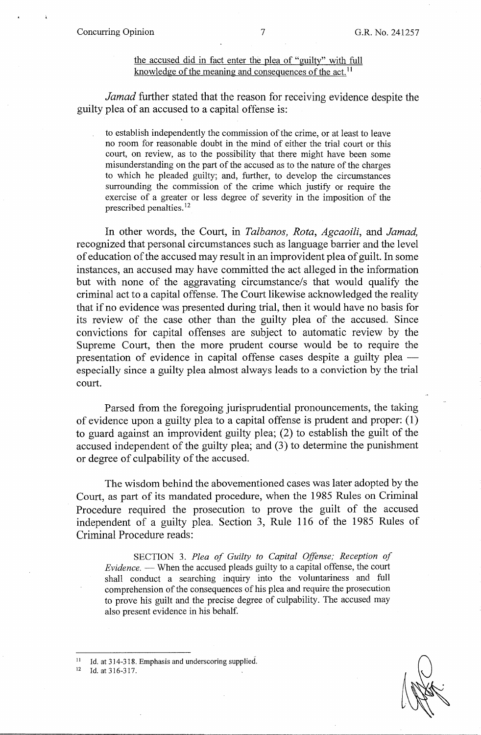the accused did in fact enter the plea of "guilty" with full knowledge of the meaning and consequences of the act.[11]

*Jamad* further stated that the reason for receiving evidence despite the guilty plea of an accused to a capital offense is:

> to establish independently the commission of the crime, or at least to leave no room for reasonable doubt in the mind of either the trial court or this court, on review, as to the possibility that there might have been some misunderstanding on the part of the accused as to the nature of the charges to which he pleaded guilty; and, further, to develop the circumstances surrounding the commission of the crime which justify or require the exercise of a greater or less degree of severity in the imposition of the prescribed penalties.[12]

In other words, the Court, in *Talbanos, Rota*, *Agcaoili*, and *Jamad,* recognized that personal circumstances such as language barrier and the level of education of the accused may result in an improvident plea of guilt. In some instances, an accused may have committed the act alleged in the information but with none of the aggravating circumstance/s that would qualify the criminal act to a capital offense. The Court likewise acknowledged the reality that if no evidence was presented during trial, then it would have no basis for its review of the case other than the guilty plea of the accused. Since convictions for capital offenses are subject to automatic review by the Supreme Court, then the more prudent course would be to require the presentation of evidence in capital offense cases despite a guilty plea — especially since a guilty plea almost always leads to a conviction by the trial court.

Parsed from the foregoing jurisprudential pronouncements, the taking of evidence upon a guilty plea to a capital offense is prudent and proper: (1) to guard against an improvident guilty plea; (2) to establish the guilt of the accused independent of the guilty plea; and (3) to determine the punishment or degree of culpability of the accused.

The wisdom behind the abovementioned cases was later adopted by the Court, as part of its mandated procedure, when the 1985 Rules on Criminal Procedure required the prosecution to prove the guilt of the accused independent of a guilty plea. Section 3, Rule 116 of the 1985 Rules of Criminal Procedure reads:

> SECTION 3. *Plea of Guilty to Capital Offense; Reception of Evidence.* — When the accused pleads guilty to a capital offense, the court shall conduct a searching inquiry into the voluntariness and full comprehension of the consequences of his plea and require the prosecution to prove his guilt and the precise degree of culpability. The accused may also present evidence in his behalf.

---

[11] Id. at 314-318. Emphasis and underscoring supplied.

[12] Id. at 316-317.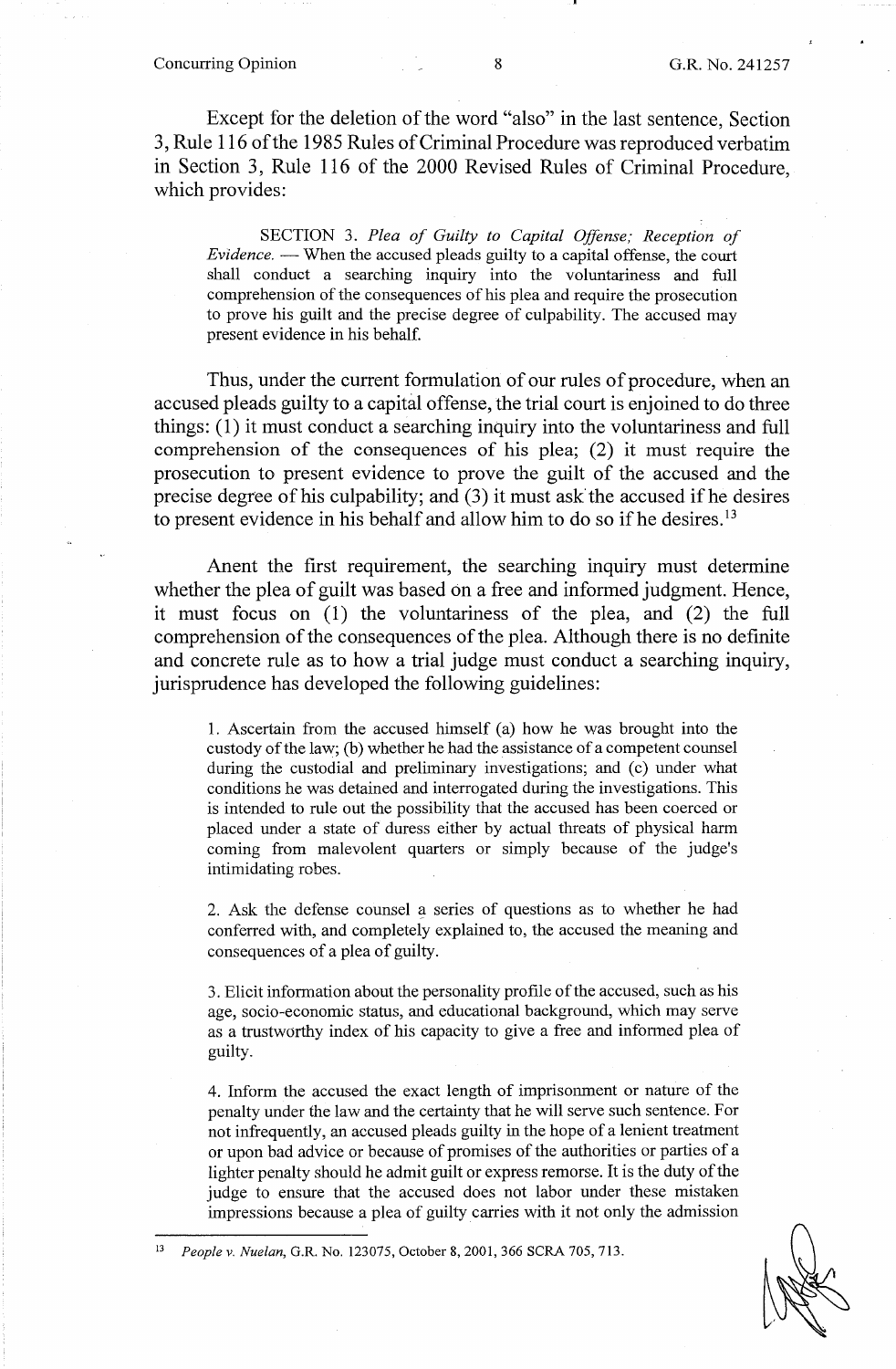Except for the deletion of the word "also" in the last sentence, Section 3, Rule 116 of the 1985 Rules of Criminal Procedure was reproduced verbatim in Section 3, Rule 116 of the 2000 Revised Rules of Criminal Procedure, which provides:

> SECTION 3. *Plea of Guilty to Capital Offense; Reception of Evidence.* — When the accused pleads guilty to a capital offense, the court shall conduct a searching inquiry into the voluntariness and full comprehension of the consequences of his plea and require the prosecution to prove his guilt and the precise degree of culpability. The accused may present evidence in his behalf.

Thus, under the current formulation of our rules of procedure, when an accused pleads guilty to a capital offense, the trial court is enjoined to do three things: (1) it must conduct a searching inquiry into the voluntariness and full comprehension of the consequences of his plea; (2) it must require the prosecution to present evidence to prove the guilt of the accused and the precise degree of his culpability; and (3) it must ask the accused if he desires to present evidence in his behalf and allow him to do so if he desires.[13]

Anent the first requirement, the searching inquiry must determine whether the plea of guilt was based on a free and informed judgment. Hence, it must focus on (1) the voluntariness of the plea, and (2) the full comprehension of the consequences of the plea. Although there is no definite and concrete rule as to how a trial judge must conduct a searching inquiry, jurisprudence has developed the following guidelines:

> 1. Ascertain from the accused himself (a) how he was brought into the custody of the law; (b) whether he had the assistance of a competent counsel during the custodial and preliminary investigations; and (c) under what conditions he was detained and interrogated during the investigations. This is intended to rule out the possibility that the accused has been coerced or placed under a state of duress either by actual threats of physical harm coming from malevolent quarters or simply because of the judge's intimidating robes.
>
> 2. Ask the defense counsel a series of questions as to whether he had conferred with, and completely explained to, the accused the meaning and consequences of a plea of guilty.
>
> 3. Elicit information about the personality profile of the accused, such as his age, socio-economic status, and educational background, which may serve as a trustworthy index of his capacity to give a free and informed plea of guilty.
>
> 4. Inform the accused the exact length of imprisonment or nature of the penalty under the law and the certainty that he will serve such sentence. For not infrequently, an accused pleads guilty in the hope of a lenient treatment or upon bad advice or because of promises of the authorities or parties of a lighter penalty should he admit guilt or express remorse. It is the duty of the judge to ensure that the accused does not labor under these mistaken impressions because a plea of guilty carries with it not only the admission

---

[13] *People v. Nuelan*, G.R. No. 123075, October 8, 2001, 366 SCRA 705, 713.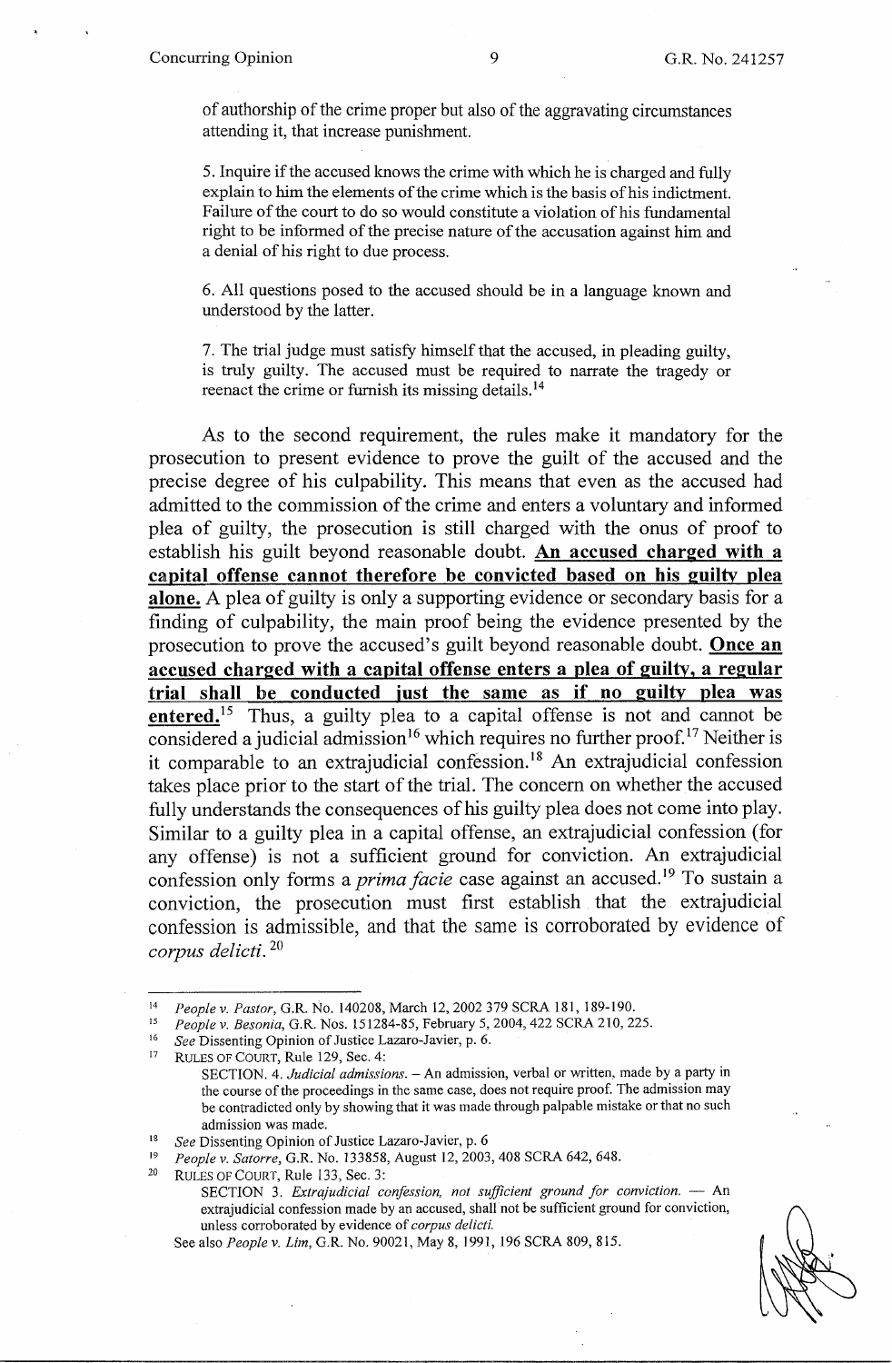of authorship of the crime proper but also of the aggravating circumstances attending it, that increase punishment.

5. Inquire if the accused knows the crime with which he is charged and fully explain to him the elements of the crime which is the basis of his indictment. Failure of the court to do so would constitute a violation of his fundamental right to be informed of the precise nature of the accusation against him and a denial of his right to due process.

6. All questions posed to the accused should be in a language known and understood by the latter.

7. The trial judge must satisfy himself that the accused, in pleading guilty, is truly guilty. The accused must be required to narrate the tragedy or reenact the crime or furnish its missing details.[14]

As to the second requirement, the rules make it mandatory for the prosecution to present evidence to prove the guilt of the accused and the precise degree of his culpability. This means that even as the accused had admitted to the commission of the crime and enters a voluntary and informed plea of guilty, the prosecution is still charged with the onus of proof to establish his guilt beyond reasonable doubt. **An accused charged with a capital offense cannot therefore be convicted based on his guilty plea alone.** A plea of guilty is only a supporting evidence or secondary basis for a finding of culpability, the main proof being the evidence presented by the prosecution to prove the accused's guilt beyond reasonable doubt. **Once an accused charged with a capital offense enters a plea of guilty, a regular trial shall be conducted just the same as if no guilty plea was entered.**[15] Thus, a guilty plea to a capital offense is not and cannot be considered a judicial admission[16] which requires no further proof.[17] Neither is it comparable to an extrajudicial confession.[18] An extrajudicial confession takes place prior to the start of the trial. The concern on whether the accused fully understands the consequences of his guilty plea does not come into play. Similar to a guilty plea in a capital offense, an extrajudicial confession (for any offense) is not a sufficient ground for conviction. An extrajudicial confession only forms a *prima facie* case against an accused.[19] To sustain a conviction, the prosecution must first establish that the extrajudicial confession is admissible, and that the same is corroborated by evidence of *corpus delicti*.[20]

---

[14] *People v. Pastor*, G.R. No. 140208, March 12, 2002 379 SCRA 181, 189-190.

[15] *People v. Besonia*, G.R. Nos. 151284-85, February 5, 2004, 422 SCRA 210, 225.

[16] *See* Dissenting Opinion of Justice Lazaro-Javier, p. 6.

[17] RULES OF COURT, Rule 129, Sec. 4:

SECTION. 4. *Judicial admissions*. – An admission, verbal or written, made by a party in the course of the proceedings in the same case, does not require proof. The admission may be contradicted only by showing that it was made through palpable mistake or that no such admission was made.

[18] *See* Dissenting Opinion of Justice Lazaro-Javier, p. 6

[19] *People v. Satorre*, G.R. No. 133858, August 12, 2003, 408 SCRA 642, 648.

[20] RULES OF COURT, Rule 133, Sec. 3:

SECTION 3. *Extrajudicial confession, not sufficient ground for conviction*. — An extrajudicial confession made by an accused, shall not be sufficient ground for conviction, unless corroborated by evidence of *corpus delicti*.

See also *People v. Lim*, G.R. No. 90021, May 8, 1991, 196 SCRA 809, 815.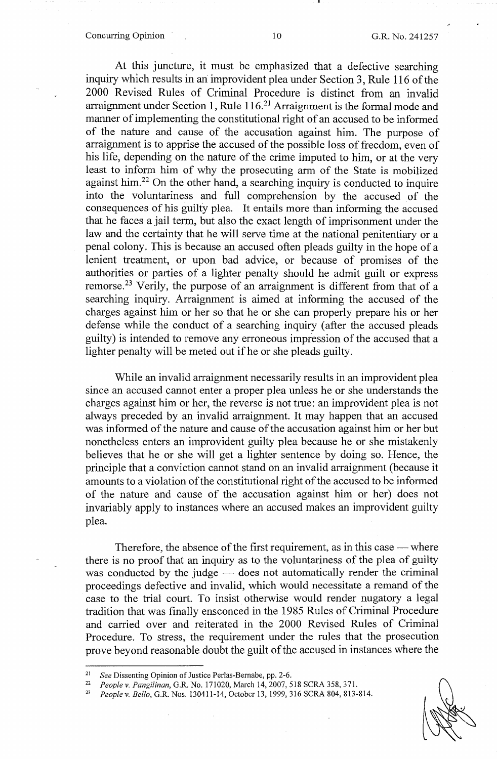At this juncture, it must be emphasized that a defective searching inquiry which results in an improvident plea under Section 3, Rule 116 of the 2000 Revised Rules of Criminal Procedure is distinct from an invalid arraignment under Section 1, Rule 116.[21] Arraignment is the formal mode and manner of implementing the constitutional right of an accused to be informed of the nature and cause of the accusation against him. The purpose of arraignment is to apprise the accused of the possible loss of freedom, even of his life, depending on the nature of the crime imputed to him, or at the very least to inform him of why the prosecuting arm of the State is mobilized against him.[22] On the other hand, a searching inquiry is conducted to inquire into the voluntariness and full comprehension by the accused of the consequences of his guilty plea. It entails more than informing the accused that he faces a jail term, but also the exact length of imprisonment under the law and the certainty that he will serve time at the national penitentiary or a penal colony. This is because an accused often pleads guilty in the hope of a lenient treatment, or upon bad advice, or because of promises of the authorities or parties of a lighter penalty should he admit guilt or express remorse.[23] Verily, the purpose of an arraignment is different from that of a searching inquiry. Arraignment is aimed at informing the accused of the charges against him or her so that he or she can properly prepare his or her defense while the conduct of a searching inquiry (after the accused pleads guilty) is intended to remove any erroneous impression of the accused that a lighter penalty will be meted out if he or she pleads guilty.

While an invalid arraignment necessarily results in an improvident plea since an accused cannot enter a proper plea unless he or she understands the charges against him or her, the reverse is not true: an improvident plea is not always preceded by an invalid arraignment. It may happen that an accused was informed of the nature and cause of the accusation against him or her but nonetheless enters an improvident guilty plea because he or she mistakenly believes that he or she will get a lighter sentence by doing so. Hence, the principle that a conviction cannot stand on an invalid arraignment (because it amounts to a violation of the constitutional right of the accused to be informed of the nature and cause of the accusation against him or her) does not invariably apply to instances where an accused makes an improvident guilty plea.

Therefore, the absence of the first requirement, as in this case — where there is no proof that an inquiry as to the voluntariness of the plea of guilty was conducted by the judge — does not automatically render the criminal proceedings defective and invalid, which would necessitate a remand of the case to the trial court. To insist otherwise would render nugatory a legal tradition that was finally ensconced in the 1985 Rules of Criminal Procedure and carried over and reiterated in the 2000 Revised Rules of Criminal Procedure. To stress, the requirement under the rules that the prosecution prove beyond reasonable doubt the guilt of the accused in instances where the

---

[21] *See* Dissenting Opinion of Justice Perlas-Bernabe, pp. 2-6.

[22] *People v. Pangilinan*, G.R. No. 171020, March 14, 2007, 518 SCRA 358, 371.

[23] *People v. Bello*, G.R. Nos. 130411-14, October 13, 1999, 316 SCRA 804, 813-814.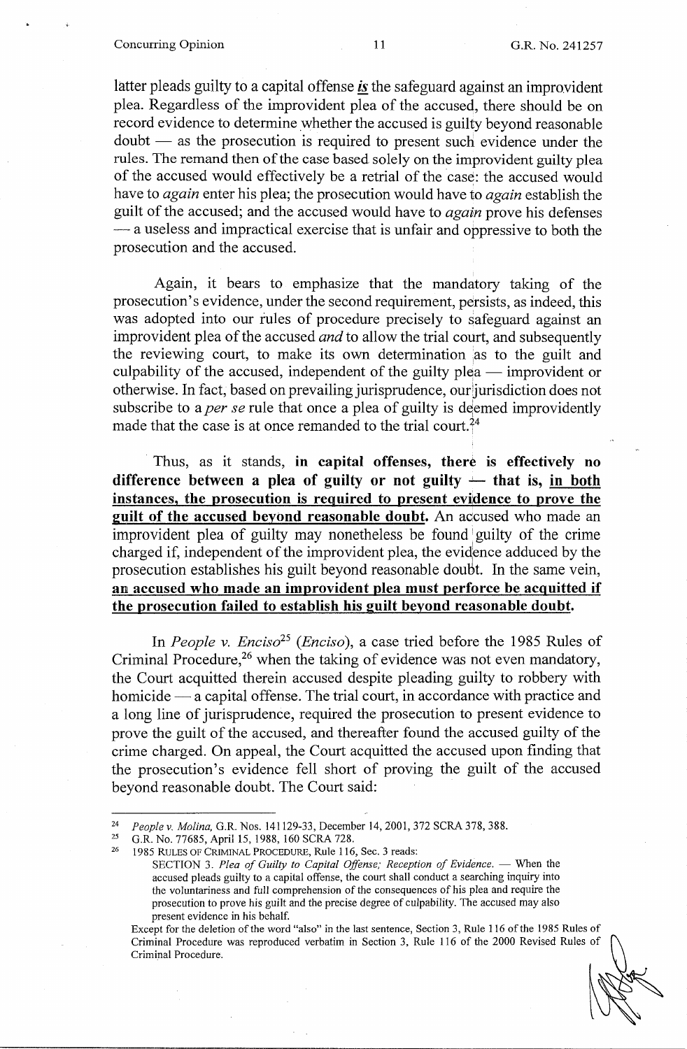latter pleads guilty to a capital offense ***is*** the safeguard against an improvident plea. Regardless of the improvident plea of the accused, there should be on record evidence to determine whether the accused is guilty beyond reasonable doubt — as the prosecution is required to present such evidence under the rules. The remand then of the case based solely on the improvident guilty plea of the accused would effectively be a retrial of the case: the accused would have to *again* enter his plea; the prosecution would have to *again* establish the guilt of the accused; and the accused would have to *again* prove his defenses — a useless and impractical exercise that is unfair and oppressive to both the prosecution and the accused.

Again, it bears to emphasize that the mandatory taking of the prosecution's evidence, under the second requirement, persists, as indeed, this was adopted into our rules of procedure precisely to safeguard against an improvident plea of the accused *and* to allow the trial court, and subsequently the reviewing court, to make its own determination as to the guilt and culpability of the accused, independent of the guilty plea — improvident or otherwise. In fact, based on prevailing jurisprudence, our jurisdiction does not subscribe to a *per se* rule that once a plea of guilty is deemed improvidently made that the case is at once remanded to the trial court.[24]

Thus, as it stands, **in capital offenses, there is effectively no difference between a plea of guilty or not guilty — that is, <u>in both instances, the prosecution is required to present evidence to prove the guilt of the accused beyond reasonable doubt</u>.** An accused who made an improvident plea of guilty may nonetheless be found guilty of the crime charged if, independent of the improvident plea, the evidence adduced by the prosecution establishes his guilt beyond reasonable doubt. In the same vein, **<u>an accused who made an improvident plea must perforce be acquitted if the prosecution failed to establish his guilt beyond reasonable doubt.</u>**

In *People v. Enciso*[25] (*Enciso*), a case tried before the 1985 Rules of Criminal Procedure,[26] when the taking of evidence was not even mandatory, the Court acquitted therein accused despite pleading guilty to robbery with homicide — a capital offense. The trial court, in accordance with practice and a long line of jurisprudence, required the prosecution to present evidence to prove the guilt of the accused, and thereafter found the accused guilty of the crime charged. On appeal, the Court acquitted the accused upon finding that the prosecution's evidence fell short of proving the guilt of the accused beyond reasonable doubt. The Court said:

---

[24] *People v. Molina*, G.R. Nos. 141129-33, December 14, 2001, 372 SCRA 378, 388.

[25] G.R. No. 77685, April 15, 1988, 160 SCRA 728.

[26] 1985 RULES OF CRIMINAL PROCEDURE, Rule 116, Sec. 3 reads:

SECTION 3. *Plea of Guilty to Capital Offense; Reception of Evidence.* — When the accused pleads guilty to a capital offense, the court shall conduct a searching inquiry into the voluntariness and full comprehension of the consequences of his plea and require the prosecution to prove his guilt and the precise degree of culpability. The accused may also present evidence in his behalf.

Except for the deletion of the word "also" in the last sentence, Section 3, Rule 116 of the 1985 Rules of Criminal Procedure was reproduced verbatim in Section 3, Rule 116 of the 2000 Revised Rules of Criminal Procedure.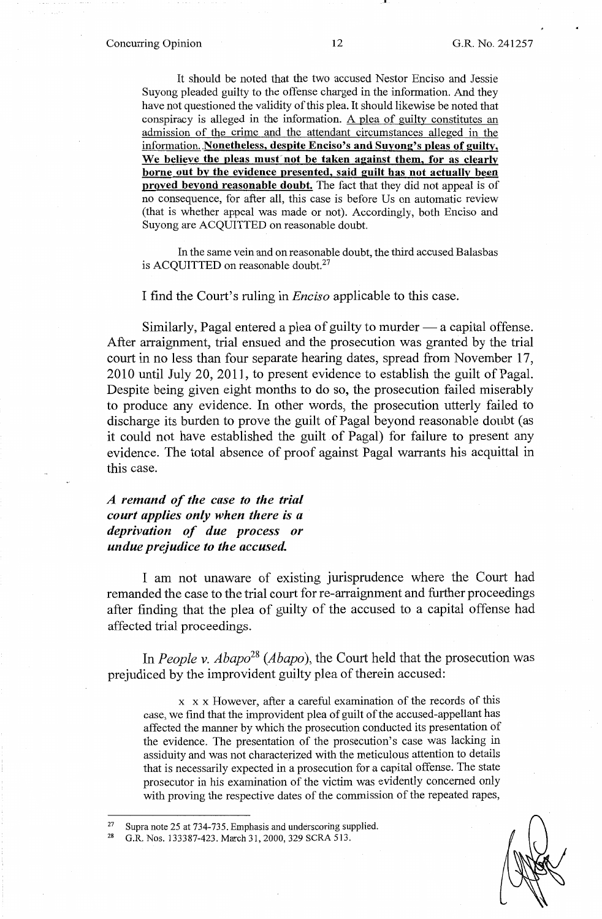It should be noted that the two accused Nestor Enciso and Jessie Suyong pleaded guilty to the offense charged in the information. And they have not questioned the validity of this plea. It should likewise be noted that conspiracy is alleged in the information. A plea of guilty constitutes an admission of the crime and the attendant circumstances alleged in the information. **Nonetheless, despite Enciso's and Suyong's pleas of guilty, We believe the pleas must not be taken against them, for as clearly borne out by the evidence presented, said guilt has not actually been proved beyond reasonable doubt.** The fact that they did not appeal is of no consequence, for after all, this case is before Us on automatic review (that is whether appeal was made or not). Accordingly, both Enciso and Suyong are ACQUITTED on reasonable doubt.

In the same vein and on reasonable doubt, the third accused Balasbas is ACQUITTED on reasonable doubt.[27]

I find the Court's ruling in *Enciso* applicable to this case.

Similarly, Pagal entered a plea of guilty to murder — a capital offense. After arraignment, trial ensued and the prosecution was granted by the trial court in no less than four separate hearing dates, spread from November 17, 2010 until July 20, 2011, to present evidence to establish the guilt of Pagal. Despite being given eight months to do so, the prosecution failed miserably to produce any evidence. In other words, the prosecution utterly failed to discharge its burden to prove the guilt of Pagal beyond reasonable doubt (as it could not have established the guilt of Pagal) for failure to present any evidence. The total absence of proof against Pagal warrants his acquittal in this case.

***A remand of the case to the trial court applies only when there is a deprivation of due process or undue prejudice to the accused.***

I am not unaware of existing jurisprudence where the Court had remanded the case to the trial court for re-arraignment and further proceedings after finding that the plea of guilty of the accused to a capital offense had affected trial proceedings.

In *People v. Abapo*[28] (*Abapo*), the Court held that the prosecution was prejudiced by the improvident guilty plea of therein accused:

x x x However, after a careful examination of the records of this case, we find that the improvident plea of guilt of the accused-appellant has affected the manner by which the prosecution conducted its presentation of the evidence. The presentation of the prosecution's case was lacking in assiduity and was not characterized with the meticulous attention to details that is necessarily expected in a prosecution for a capital offense. The state prosecutor in his examination of the victim was evidently concerned only with proving the respective dates of the commission of the repeated rapes,

---

[27] Supra note 25 at 734-735. Emphasis and underscoring supplied.

[28] G.R. Nos. 133387-423. March 31, 2000, 329 SCRA 513.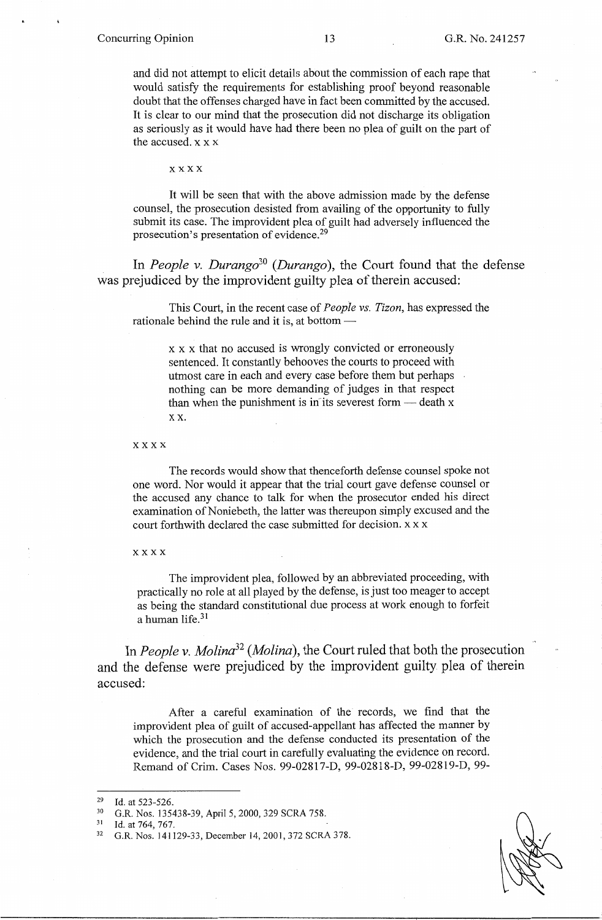and did not attempt to elicit details about the commission of each rape that would satisfy the requirements for establishing proof beyond reasonable doubt that the offenses charged have in fact been committed by the accused. It is clear to our mind that the prosecution did not discharge its obligation as seriously as it would have had there been no plea of guilt on the part of the accused. x x x

> x x x x

> It will be seen that with the above admission made by the defense counsel, the prosecution desisted from availing of the opportunity to fully submit its case. The improvident plea of guilt had adversely influenced the prosecution's presentation of evidence.[29]

In *People v. Durango*[30] (*Durango*), the Court found that the defense was prejudiced by the improvident guilty plea of therein accused:

> This Court, in the recent case of *People vs. Tizon*, has expressed the rationale behind the rule and it is, at bottom —
>
> > x x x that no accused is wrongly convicted or erroneously sentenced. It constantly behooves the courts to proceed with utmost care in each and every case before them but perhaps nothing can be more demanding of judges in that respect than when the punishment is in its severest form — death x x x.
>
> x x x x
>
> The records would show that thenceforth defense counsel spoke not one word. Nor would it appear that the trial court gave defense counsel or the accused any chance to talk for when the prosecutor ended his direct examination of Noniebeth, the latter was thereupon simply excused and the court forthwith declared the case submitted for decision. x x x
>
> x x x x
>
> The improvident plea, followed by an abbreviated proceeding, with practically no role at all played by the defense, is just too meager to accept as being the standard constitutional due process at work enough to forfeit a human life.[31]

In *People v. Molina*[32] (*Molina*), the Court ruled that both the prosecution and the defense were prejudiced by the improvident guilty plea of therein accused:

> After a careful examination of the records, we find that the improvident plea of guilt of accused-appellant has affected the manner by which the prosecution and the defense conducted its presentation of the evidence, and the trial court in carefully evaluating the evidence on record. Remand of Crim. Cases Nos. 99-02817-D, 99-02818-D, 99-02819-D, 99-

---

[29] Id. at 523-526.

[30] G.R. Nos. 135438-39, April 5, 2000, 329 SCRA 758.

[31] Id. at 764, 767.

[32] G.R. Nos. 141129-33, December 14, 2001, 372 SCRA 378.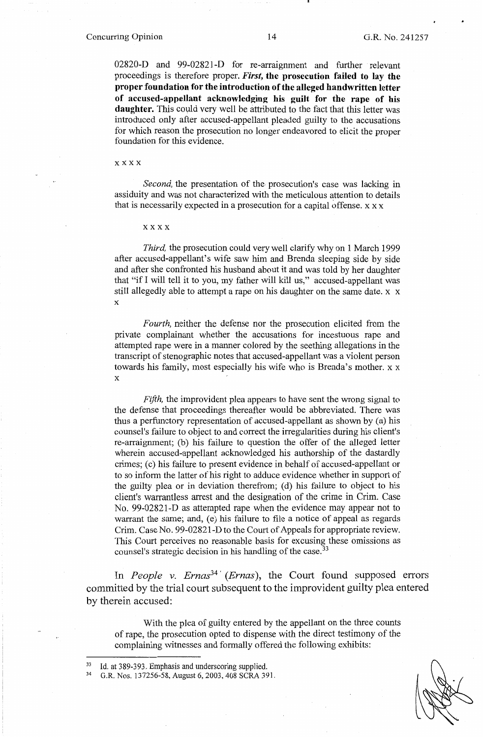02820-D and 99-02821-D for re-arraignment and further relevant proceedings is therefore proper. ***First,* the prosecution failed to lay the proper foundation for the introduction of the alleged handwritten letter of accused-appellant acknowledging his guilt for the rape of his daughter.** This could very well be attributed to the fact that this letter was introduced only after accused-appellant pleaded guilty to the accusations for which reason the prosecution no longer endeavored to elicit the proper foundation for this evidence.

x x x x

> *Second,* the presentation of the prosecution's case was lacking in assiduity and was not characterized with the meticulous attention to details that is necessarily expected in a prosecution for a capital offense. x x x
>
> x x x x
>
> *Third,* the prosecution could very well clarify why on 1 March 1999 after accused-appellant's wife saw him and Brenda sleeping side by side and after she confronted his husband about it and was told by her daughter that "if I will tell it to you, my father will kill us," accused-appellant was still allegedly able to attempt a rape on his daughter on the same date. x x x
>
> *Fourth,* neither the defense nor the prosecution elicited from the private complainant whether the accusations for incestuous rape and attempted rape were in a manner colored by the seething allegations in the transcript of stenographic notes that accused-appellant was a violent person towards his family, most especially his wife who is Brenda's mother. x x x
>
> *Fifth,* the improvident plea appears to have sent the wrong signal to the defense that proceedings thereafter would be abbreviated. There was thus a perfunctory representation of accused-appellant as shown by (a) his counsel's failure to object to and correct the irregularities during his client's re-arraignment; (b) his failure to question the offer of the alleged letter wherein accused-appellant acknowledged his authorship of the dastardly crimes; (c) his failure to present evidence in behalf of accused-appellant or to so inform the latter of his right to adduce evidence whether in support of the guilty plea or in deviation therefrom; (d) his failure to object to his client's warrantless arrest and the designation of the crime in Crim. Case No. 99-02821-D as attempted rape when the evidence may appear not to warrant the same; and, (e) his failure to file a notice of appeal as regards Crim. Case No. 99-02821-D to the Court of Appeals for appropriate review. This Court perceives no reasonable basis for excusing these omissions as counsel's strategic decision in his handling of the case.[33]

In *People v. Ernas*[34] (*Ernas*), the Court found supposed errors committed by the trial court subsequent to the improvident guilty plea entered by therein accused:

> With the plea of guilty entered by the appellant on the three counts of rape, the prosecution opted to dispense with the direct testimony of the complaining witnesses and formally offered the following exhibits:

---

[33] Id. at 389-393. Emphasis and underscoring supplied.

[34] G.R. Nos. 137256-58, August 6, 2003, 408 SCRA 391.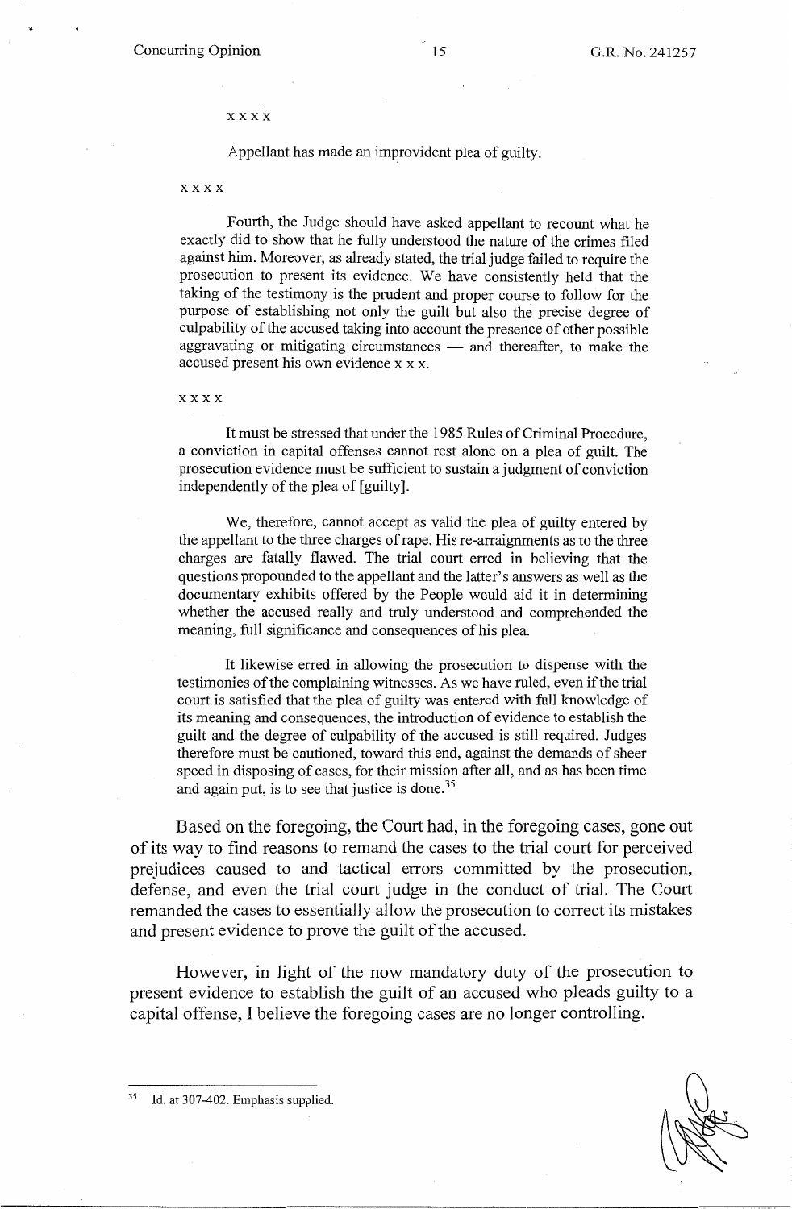x x x x

Appellant has made an improvident plea of guilty.

x x x x

Fourth, the Judge should have asked appellant to recount what he exactly did to show that he fully understood the nature of the crimes filed against him. Moreover, as already stated, the trial judge failed to require the prosecution to present its evidence. We have consistently held that the taking of the testimony is the prudent and proper course to follow for the purpose of establishing not only the guilt but also the precise degree of culpability of the accused taking into account the presence of other possible aggravating or mitigating circumstances — and thereafter, to make the accused present his own evidence x x x.

x x x x

It must be stressed that under the 1985 Rules of Criminal Procedure, a conviction in capital offenses cannot rest alone on a plea of guilt. The prosecution evidence must be sufficient to sustain a judgment of conviction independently of the plea of [guilty].

We, therefore, cannot accept as valid the plea of guilty entered by the appellant to the three charges of rape. His re-arraignments as to the three charges are fatally flawed. The trial court erred in believing that the questions propounded to the appellant and the latter's answers as well as the documentary exhibits offered by the People would aid it in determining whether the accused really and truly understood and comprehended the meaning, full significance and consequences of his plea.

It likewise erred in allowing the prosecution to dispense with the testimonies of the complaining witnesses. As we have ruled, even if the trial court is satisfied that the plea of guilty was entered with full knowledge of its meaning and consequences, the introduction of evidence to establish the guilt and the degree of culpability of the accused is still required. Judges therefore must be cautioned, toward this end, against the demands of sheer speed in disposing of cases, for their mission after all, and as has been time and again put, is to see that justice is done.[35]

Based on the foregoing, the Court had, in the foregoing cases, gone out of its way to find reasons to remand the cases to the trial court for perceived prejudices caused to and tactical errors committed by the prosecution, defense, and even the trial court judge in the conduct of trial. The Court remanded the cases to essentially allow the prosecution to correct its mistakes and present evidence to prove the guilt of the accused.

However, in light of the now mandatory duty of the prosecution to present evidence to establish the guilt of an accused who pleads guilty to a capital offense, I believe the foregoing cases are no longer controlling.

---

[35] Id. at 307-402. Emphasis supplied.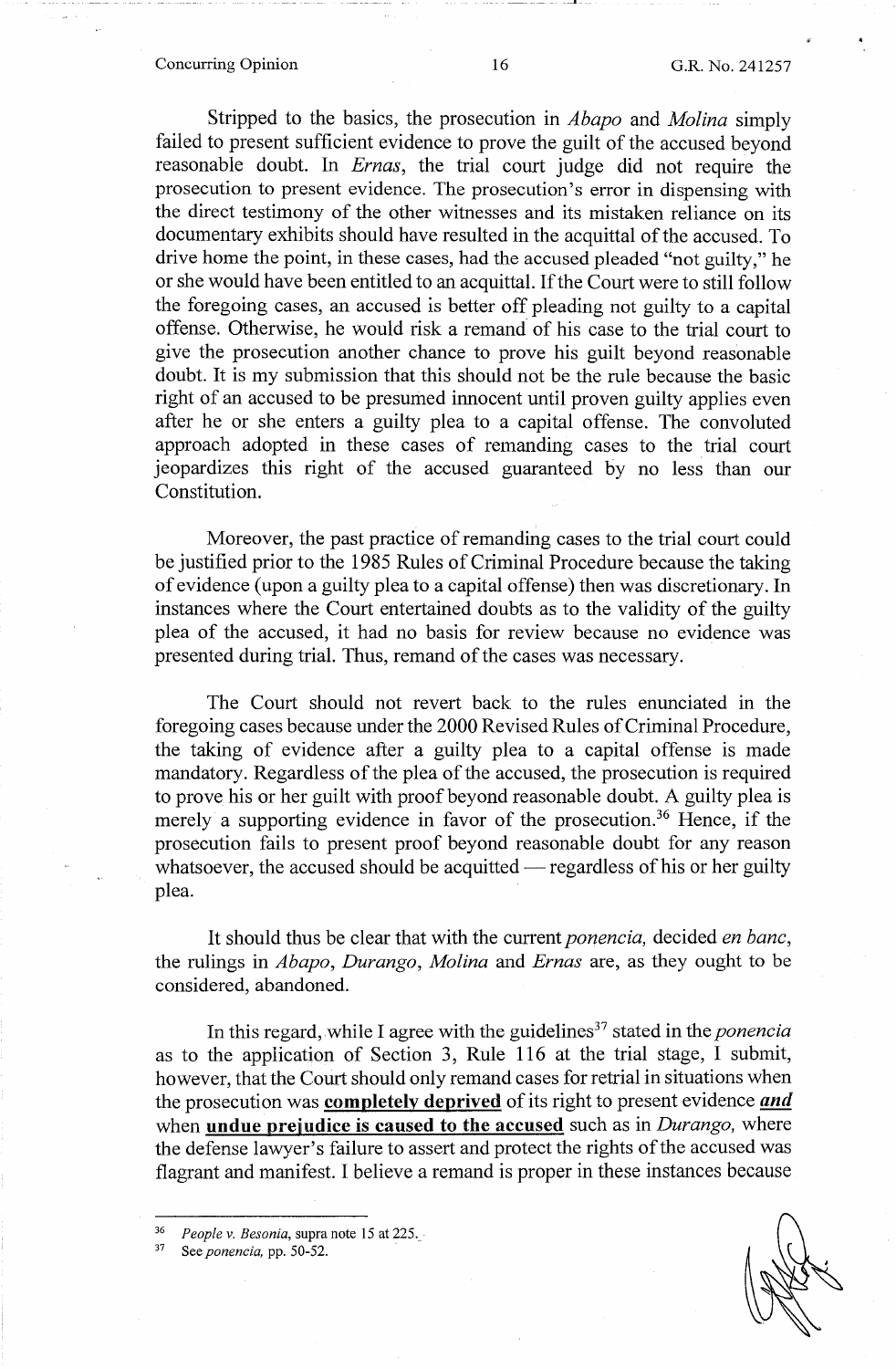Stripped to the basics, the prosecution in *Abapo* and *Molina* simply failed to present sufficient evidence to prove the guilt of the accused beyond reasonable doubt. In *Ernas*, the trial court judge did not require the prosecution to present evidence. The prosecution's error in dispensing with the direct testimony of the other witnesses and its mistaken reliance on its documentary exhibits should have resulted in the acquittal of the accused. To drive home the point, in these cases, had the accused pleaded "not guilty," he or she would have been entitled to an acquittal. If the Court were to still follow the foregoing cases, an accused is better off pleading not guilty to a capital offense. Otherwise, he would risk a remand of his case to the trial court to give the prosecution another chance to prove his guilt beyond reasonable doubt. It is my submission that this should not be the rule because the basic right of an accused to be presumed innocent until proven guilty applies even after he or she enters a guilty plea to a capital offense. The convoluted approach adopted in these cases of remanding cases to the trial court jeopardizes this right of the accused guaranteed by no less than our Constitution.

Moreover, the past practice of remanding cases to the trial court could be justified prior to the 1985 Rules of Criminal Procedure because the taking of evidence (upon a guilty plea to a capital offense) then was discretionary. In instances where the Court entertained doubts as to the validity of the guilty plea of the accused, it had no basis for review because no evidence was presented during trial. Thus, remand of the cases was necessary.

The Court should not revert back to the rules enunciated in the foregoing cases because under the 2000 Revised Rules of Criminal Procedure, the taking of evidence after a guilty plea to a capital offense is made mandatory. Regardless of the plea of the accused, the prosecution is required to prove his or her guilt with proof beyond reasonable doubt. A guilty plea is merely a supporting evidence in favor of the prosecution.[36] Hence, if the prosecution fails to present proof beyond reasonable doubt for any reason whatsoever, the accused should be acquitted — regardless of his or her guilty plea.

It should thus be clear that with the current *ponencia,* decided *en banc*, the rulings in *Abapo*, *Durango*, *Molina* and *Ernas* are, as they ought to be considered, abandoned.

In this regard, while I agree with the guidelines[37] stated in the *ponencia* as to the application of Section 3, Rule 116 at the trial stage, I submit, however, that the Court should only remand cases for retrial in situations when the prosecution was **completely deprived** of its right to present evidence ***and*** when **undue prejudice is caused to the accused** such as in *Durango,* where the defense lawyer's failure to assert and protect the rights of the accused was flagrant and manifest. I believe a remand is proper in these instances because

---

[36] *People v. Besonia*, supra note 15 at 225.

[37] See *ponencia,* pp. 50-52.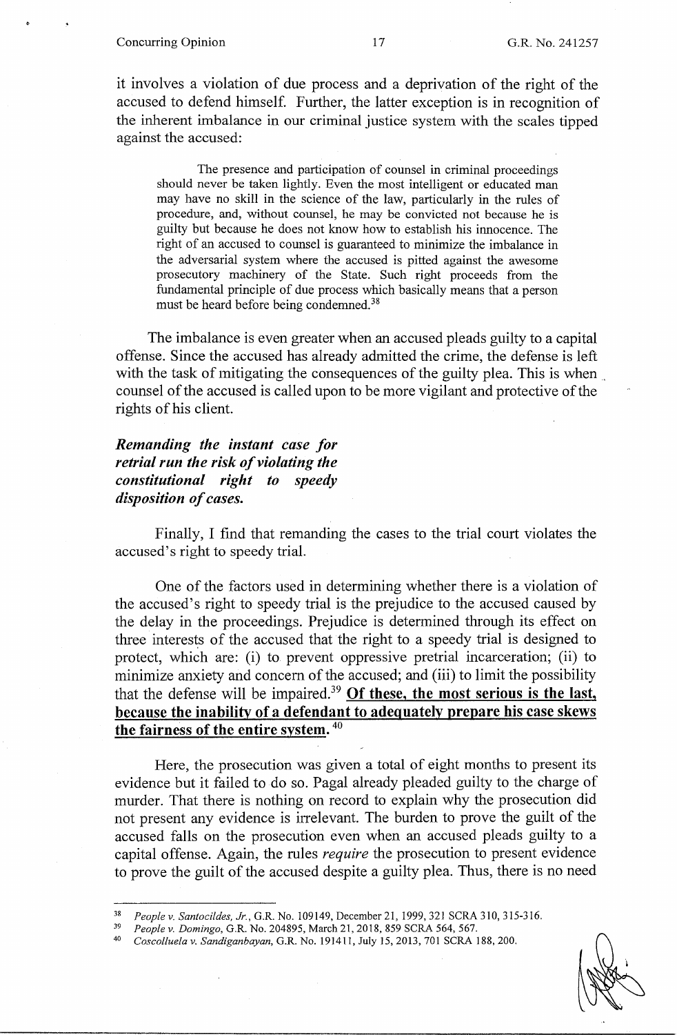it involves a violation of due process and a deprivation of the right of the accused to defend himself. Further, the latter exception is in recognition of the inherent imbalance in our criminal justice system with the scales tipped against the accused:

> The presence and participation of counsel in criminal proceedings should never be taken lightly. Even the most intelligent or educated man may have no skill in the science of the law, particularly in the rules of procedure, and, without counsel, he may be convicted not because he is guilty but because he does not know how to establish his innocence. The right of an accused to counsel is guaranteed to minimize the imbalance in the adversarial system where the accused is pitted against the awesome prosecutory machinery of the State. Such right proceeds from the fundamental principle of due process which basically means that a person must be heard before being condemned.[38]

The imbalance is even greater when an accused pleads guilty to a capital offense. Since the accused has already admitted the crime, the defense is left with the task of mitigating the consequences of the guilty plea. This is when counsel of the accused is called upon to be more vigilant and protective of the rights of his client.

***Remanding the instant case for retrial run the risk of violating the constitutional right to speedy disposition of cases.***

Finally, I find that remanding the cases to the trial court violates the accused's right to speedy trial.

One of the factors used in determining whether there is a violation of the accused's right to speedy trial is the prejudice to the accused caused by the delay in the proceedings. Prejudice is determined through its effect on three interests of the accused that the right to a speedy trial is designed to protect, which are: (i) to prevent oppressive pretrial incarceration; (ii) to minimize anxiety and concern of the accused; and (iii) to limit the possibility that the defense will be impaired.[39] **Of these, the most serious is the last, because the inability of a defendant to adequately prepare his case skews the fairness of the entire system.**[40]

Here, the prosecution was given a total of eight months to present its evidence but it failed to do so. Pagal already pleaded guilty to the charge of murder. That there is nothing on record to explain why the prosecution did not present any evidence is irrelevant. The burden to prove the guilt of the accused falls on the prosecution even when an accused pleads guilty to a capital offense. Again, the rules *require* the prosecution to present evidence to prove the guilt of the accused despite a guilty plea. Thus, there is no need

---

[38] *People v. Santocildes, Jr.*, G.R. No. 109149, December 21, 1999, 321 SCRA 310, 315-316.

[39] *People v. Domingo*, G.R. No. 204895, March 21, 2018, 859 SCRA 564, 567.

[40] *Coscolluela v. Sandiganbayan*, G.R. No. 191411, July 15, 2013, 701 SCRA 188, 200.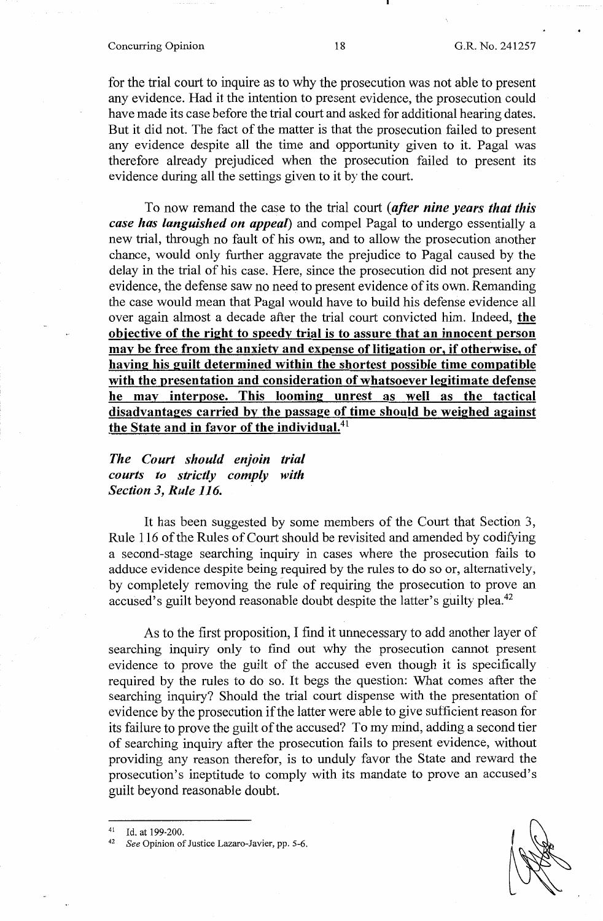for the trial court to inquire as to why the prosecution was not able to present any evidence. Had it the intention to present evidence, the prosecution could have made its case before the trial court and asked for additional hearing dates. But it did not. The fact of the matter is that the prosecution failed to present any evidence despite all the time and opportunity given to it. Pagal was therefore already prejudiced when the prosecution failed to present its evidence during all the settings given to it by the court.

To now remand the case to the trial court (***after nine years that this case has languished on appeal***) and compel Pagal to undergo essentially a new trial, through no fault of his own, and to allow the prosecution another chance, would only further aggravate the prejudice to Pagal caused by the delay in the trial of his case. Here, since the prosecution did not present any evidence, the defense saw no need to present evidence of its own. Remanding the case would mean that Pagal would have to build his defense evidence all over again almost a decade after the trial court convicted him. Indeed, **<u>the objective of the right to speedy trial is to assure that an innocent person may be free from the anxiety and expense of litigation or, if otherwise, of having his guilt determined within the shortest possible time compatible with the presentation and consideration of whatsoever legitimate defense he may interpose. This looming unrest as well as the tactical disadvantages carried by the passage of time should be weighed against the State and in favor of the individual.</u>**[41]

***The Court should enjoin trial courts to strictly comply with Section 3, Rule 116.***

It has been suggested by some members of the Court that Section 3, Rule 116 of the Rules of Court should be revisited and amended by codifying a second-stage searching inquiry in cases where the prosecution fails to adduce evidence despite being required by the rules to do so or, alternatively, by completely removing the rule of requiring the prosecution to prove an accused's guilt beyond reasonable doubt despite the latter's guilty plea.[42]

As to the first proposition, I find it unnecessary to add another layer of searching inquiry only to find out why the prosecution cannot present evidence to prove the guilt of the accused even though it is specifically required by the rules to do so. It begs the question: What comes after the searching inquiry? Should the trial court dispense with the presentation of evidence by the prosecution if the latter were able to give sufficient reason for its failure to prove the guilt of the accused? To my mind, adding a second tier of searching inquiry after the prosecution fails to present evidence, without providing any reason therefor, is to unduly favor the State and reward the prosecution's ineptitude to comply with its mandate to prove an accused's guilt beyond reasonable doubt.

---

[41] Id. at 199-200.

[42] *See* Opinion of Justice Lazaro-Javier, pp. 5-6.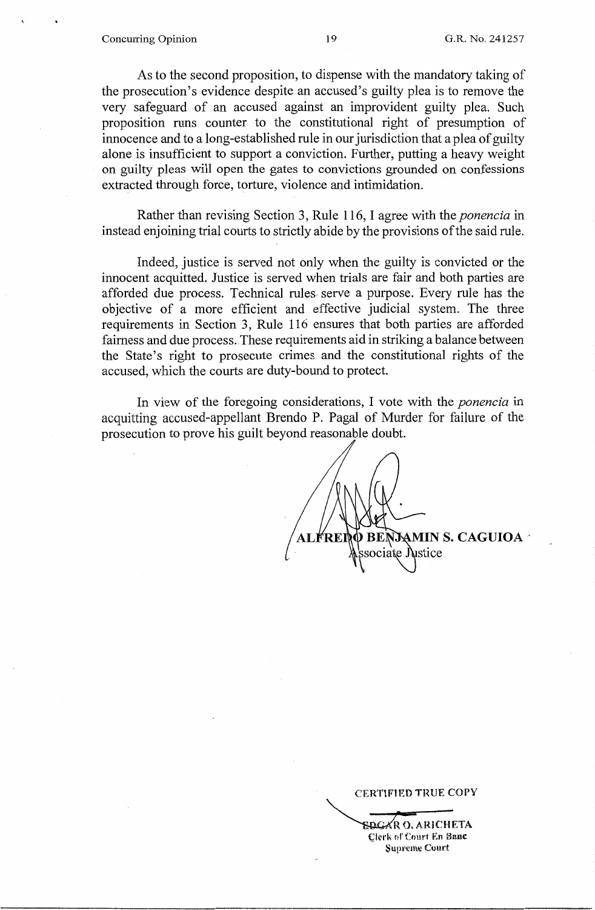As to the second proposition, to dispense with the mandatory taking of the prosecution's evidence despite an accused's guilty plea is to remove the very safeguard of an accused against an improvident guilty plea. Such proposition runs counter to the constitutional right of presumption of innocence and to a long-established rule in our jurisdiction that a plea of guilty alone is insufficient to support a conviction. Further, putting a heavy weight on guilty pleas will open the gates to convictions grounded on confessions extracted through force, torture, violence and intimidation.

Rather than revising Section 3, Rule 116, I agree with the *ponencia* in instead enjoining trial courts to strictly abide by the provisions of the said rule.

Indeed, justice is served not only when the guilty is convicted or the innocent acquitted. Justice is served when trials are fair and both parties are afforded due process. Technical rules serve a purpose. Every rule has the objective of a more efficient and effective judicial system. The three requirements in Section 3, Rule 116 ensures that both parties are afforded fairness and due process. These requirements aid in striking a balance between the State's right to prosecute crimes and the constitutional rights of the accused, which the courts are duty-bound to protect.

In view of the foregoing considerations, I vote with the *ponencia* in acquitting accused-appellant Brendo P. Pagal of Murder for failure of the prosecution to prove his guilt beyond reasonable doubt.

**ALFREDO BENJAMIN S. CAGUIOA**
Associate Justice

CERTIFIED TRUE COPY

EDGAR O. ARICHETA
Clerk of Court En Banc
Supreme Court